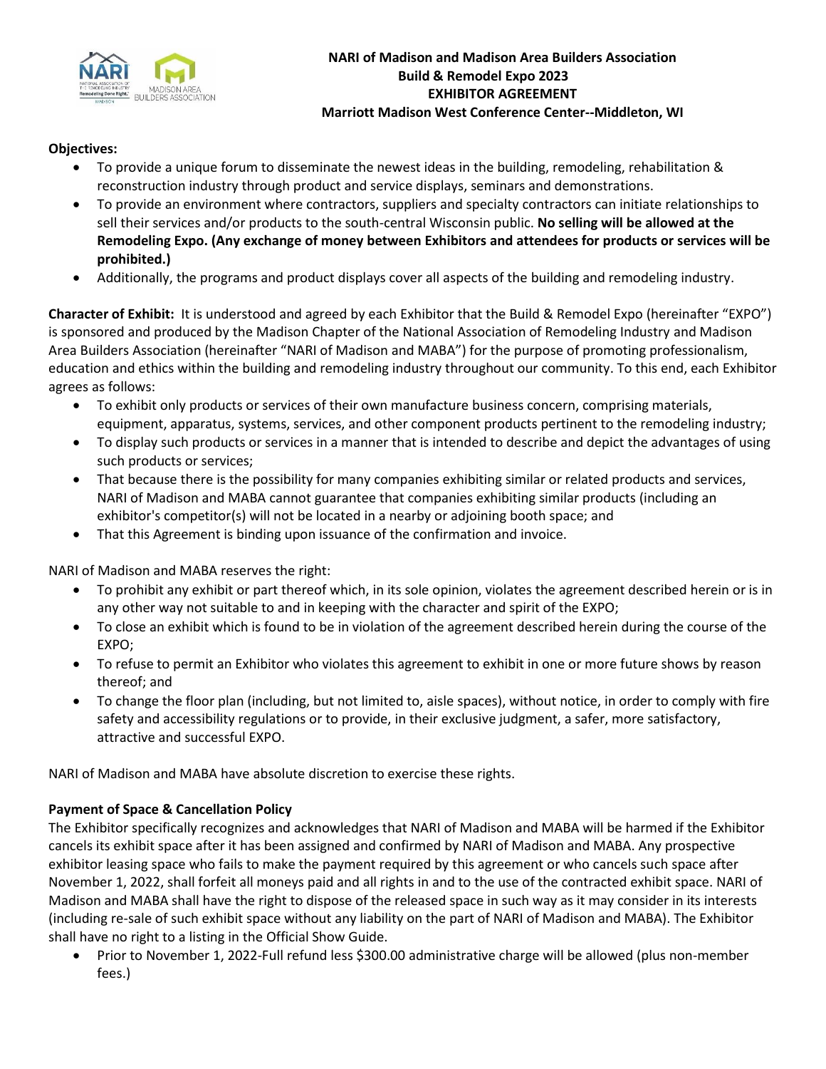**NARI of Madison and Madison Area Builders Association**
**Build & Remodel Expo 2023**
**EXHIBITOR AGREEMENT**
**Marriott Madison West Conference Center--Middleton, WI**

**Objectives:**

- To provide a unique forum to disseminate the newest ideas in the building, remodeling, rehabilitation & reconstruction industry through product and service displays, seminars and demonstrations.
- To provide an environment where contractors, suppliers and specialty contractors can initiate relationships to sell their services and/or products to the south-central Wisconsin public. **No selling will be allowed at the Remodeling Expo. (Any exchange of money between Exhibitors and attendees for products or services will be prohibited.)**
- Additionally, the programs and product displays cover all aspects of the building and remodeling industry.

**Character of Exhibit:** It is understood and agreed by each Exhibitor that the Build & Remodel Expo (hereinafter "EXPO") is sponsored and produced by the Madison Chapter of the National Association of Remodeling Industry and Madison Area Builders Association (hereinafter "NARI of Madison and MABA") for the purpose of promoting professionalism, education and ethics within the building and remodeling industry throughout our community. To this end, each Exhibitor agrees as follows:

- To exhibit only products or services of their own manufacture business concern, comprising materials, equipment, apparatus, systems, services, and other component products pertinent to the remodeling industry;
- To display such products or services in a manner that is intended to describe and depict the advantages of using such products or services;
- That because there is the possibility for many companies exhibiting similar or related products and services, NARI of Madison and MABA cannot guarantee that companies exhibiting similar products (including an exhibitor's competitor(s) will not be located in a nearby or adjoining booth space; and
- That this Agreement is binding upon issuance of the confirmation and invoice.

NARI of Madison and MABA reserves the right:

- To prohibit any exhibit or part thereof which, in its sole opinion, violates the agreement described herein or is in any other way not suitable to and in keeping with the character and spirit of the EXPO;
- To close an exhibit which is found to be in violation of the agreement described herein during the course of the EXPO;
- To refuse to permit an Exhibitor who violates this agreement to exhibit in one or more future shows by reason thereof; and
- To change the floor plan (including, but not limited to, aisle spaces), without notice, in order to comply with fire safety and accessibility regulations or to provide, in their exclusive judgment, a safer, more satisfactory, attractive and successful EXPO.

NARI of Madison and MABA have absolute discretion to exercise these rights.

**Payment of Space & Cancellation Policy**

The Exhibitor specifically recognizes and acknowledges that NARI of Madison and MABA will be harmed if the Exhibitor cancels its exhibit space after it has been assigned and confirmed by NARI of Madison and MABA. Any prospective exhibitor leasing space who fails to make the payment required by this agreement or who cancels such space after November 1, 2022, shall forfeit all moneys paid and all rights in and to the use of the contracted exhibit space. NARI of Madison and MABA shall have the right to dispose of the released space in such way as it may consider in its interests (including re-sale of such exhibit space without any liability on the part of NARI of Madison and MABA). The Exhibitor shall have no right to a listing in the Official Show Guide.

- Prior to November 1, 2022-Full refund less $300.00 administrative charge will be allowed (plus non-member fees.)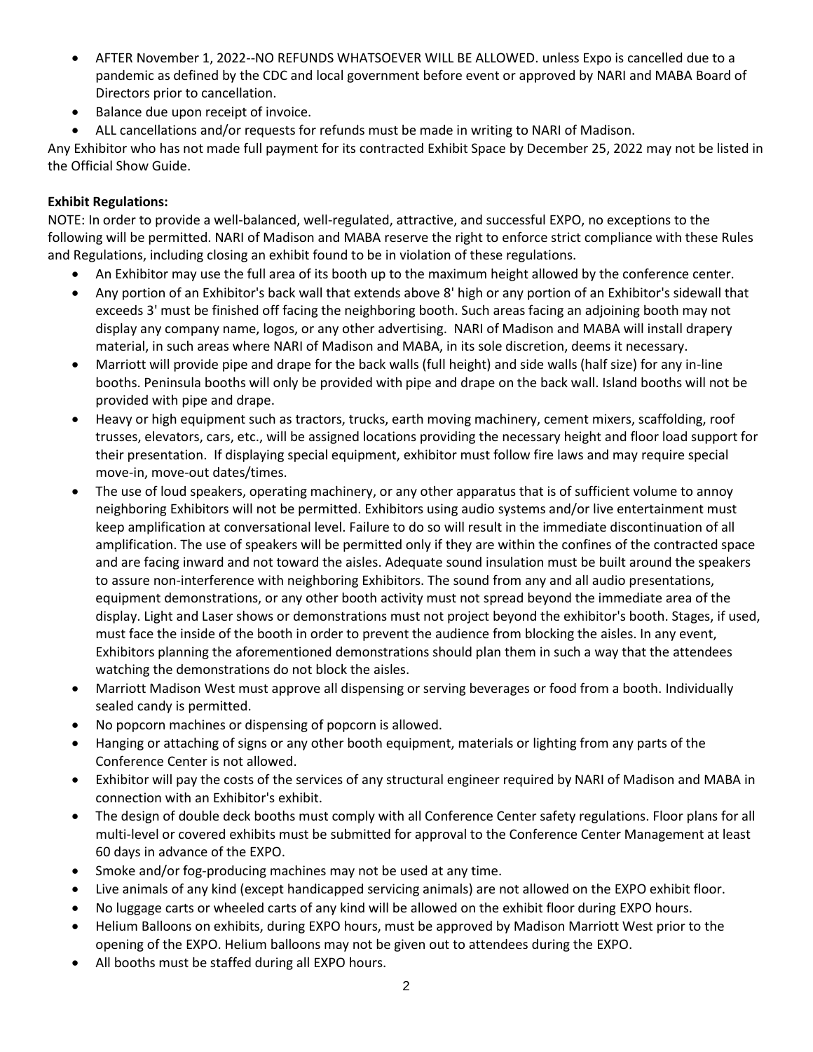- AFTER November 1, 2022--NO REFUNDS WHATSOEVER WILL BE ALLOWED. unless Expo is cancelled due to a pandemic as defined by the CDC and local government before event or approved by NARI and MABA Board of Directors prior to cancellation.
- Balance due upon receipt of invoice.
- ALL cancellations and/or requests for refunds must be made in writing to NARI of Madison.

Any Exhibitor who has not made full payment for its contracted Exhibit Space by December 25, 2022 may not be listed in the Official Show Guide.

**Exhibit Regulations:**

NOTE: In order to provide a well-balanced, well-regulated, attractive, and successful EXPO, no exceptions to the following will be permitted. NARI of Madison and MABA reserve the right to enforce strict compliance with these Rules and Regulations, including closing an exhibit found to be in violation of these regulations.

- An Exhibitor may use the full area of its booth up to the maximum height allowed by the conference center.
- Any portion of an Exhibitor's back wall that extends above 8' high or any portion of an Exhibitor's sidewall that exceeds 3' must be finished off facing the neighboring booth. Such areas facing an adjoining booth may not display any company name, logos, or any other advertising. NARI of Madison and MABA will install drapery material, in such areas where NARI of Madison and MABA, in its sole discretion, deems it necessary.
- Marriott will provide pipe and drape for the back walls (full height) and side walls (half size) for any in-line booths. Peninsula booths will only be provided with pipe and drape on the back wall. Island booths will not be provided with pipe and drape.
- Heavy or high equipment such as tractors, trucks, earth moving machinery, cement mixers, scaffolding, roof trusses, elevators, cars, etc., will be assigned locations providing the necessary height and floor load support for their presentation. If displaying special equipment, exhibitor must follow fire laws and may require special move-in, move-out dates/times.
- The use of loud speakers, operating machinery, or any other apparatus that is of sufficient volume to annoy neighboring Exhibitors will not be permitted. Exhibitors using audio systems and/or live entertainment must keep amplification at conversational level. Failure to do so will result in the immediate discontinuation of all amplification. The use of speakers will be permitted only if they are within the confines of the contracted space and are facing inward and not toward the aisles. Adequate sound insulation must be built around the speakers to assure non-interference with neighboring Exhibitors. The sound from any and all audio presentations, equipment demonstrations, or any other booth activity must not spread beyond the immediate area of the display. Light and Laser shows or demonstrations must not project beyond the exhibitor's booth. Stages, if used, must face the inside of the booth in order to prevent the audience from blocking the aisles. In any event, Exhibitors planning the aforementioned demonstrations should plan them in such a way that the attendees watching the demonstrations do not block the aisles.
- Marriott Madison West must approve all dispensing or serving beverages or food from a booth. Individually sealed candy is permitted.
- No popcorn machines or dispensing of popcorn is allowed.
- Hanging or attaching of signs or any other booth equipment, materials or lighting from any parts of the Conference Center is not allowed.
- Exhibitor will pay the costs of the services of any structural engineer required by NARI of Madison and MABA in connection with an Exhibitor's exhibit.
- The design of double deck booths must comply with all Conference Center safety regulations. Floor plans for all multi-level or covered exhibits must be submitted for approval to the Conference Center Management at least 60 days in advance of the EXPO.
- Smoke and/or fog-producing machines may not be used at any time.
- Live animals of any kind (except handicapped servicing animals) are not allowed on the EXPO exhibit floor.
- No luggage carts or wheeled carts of any kind will be allowed on the exhibit floor during EXPO hours.
- Helium Balloons on exhibits, during EXPO hours, must be approved by Madison Marriott West prior to the opening of the EXPO. Helium balloons may not be given out to attendees during the EXPO.
- All booths must be staffed during all EXPO hours.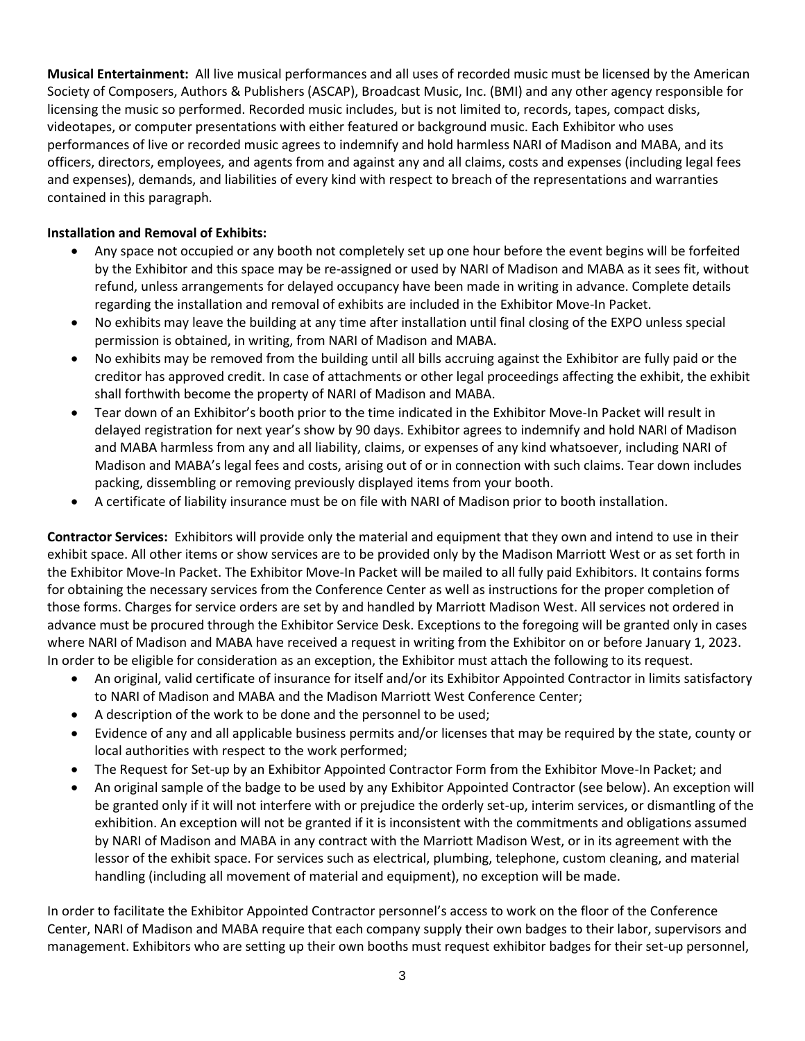**Musical Entertainment:** All live musical performances and all uses of recorded music must be licensed by the American Society of Composers, Authors & Publishers (ASCAP), Broadcast Music, Inc. (BMI) and any other agency responsible for licensing the music so performed. Recorded music includes, but is not limited to, records, tapes, compact disks, videotapes, or computer presentations with either featured or background music. Each Exhibitor who uses performances of live or recorded music agrees to indemnify and hold harmless NARI of Madison and MABA, and its officers, directors, employees, and agents from and against any and all claims, costs and expenses (including legal fees and expenses), demands, and liabilities of every kind with respect to breach of the representations and warranties contained in this paragraph.

**Installation and Removal of Exhibits:**

- Any space not occupied or any booth not completely set up one hour before the event begins will be forfeited by the Exhibitor and this space may be re-assigned or used by NARI of Madison and MABA as it sees fit, without refund, unless arrangements for delayed occupancy have been made in writing in advance. Complete details regarding the installation and removal of exhibits are included in the Exhibitor Move-In Packet.
- No exhibits may leave the building at any time after installation until final closing of the EXPO unless special permission is obtained, in writing, from NARI of Madison and MABA.
- No exhibits may be removed from the building until all bills accruing against the Exhibitor are fully paid or the creditor has approved credit. In case of attachments or other legal proceedings affecting the exhibit, the exhibit shall forthwith become the property of NARI of Madison and MABA.
- Tear down of an Exhibitor's booth prior to the time indicated in the Exhibitor Move-In Packet will result in delayed registration for next year's show by 90 days. Exhibitor agrees to indemnify and hold NARI of Madison and MABA harmless from any and all liability, claims, or expenses of any kind whatsoever, including NARI of Madison and MABA's legal fees and costs, arising out of or in connection with such claims. Tear down includes packing, dissembling or removing previously displayed items from your booth.
- A certificate of liability insurance must be on file with NARI of Madison prior to booth installation.

**Contractor Services:** Exhibitors will provide only the material and equipment that they own and intend to use in their exhibit space. All other items or show services are to be provided only by the Madison Marriott West or as set forth in the Exhibitor Move-In Packet. The Exhibitor Move-In Packet will be mailed to all fully paid Exhibitors. It contains forms for obtaining the necessary services from the Conference Center as well as instructions for the proper completion of those forms. Charges for service orders are set by and handled by Marriott Madison West. All services not ordered in advance must be procured through the Exhibitor Service Desk. Exceptions to the foregoing will be granted only in cases where NARI of Madison and MABA have received a request in writing from the Exhibitor on or before January 1, 2023. In order to be eligible for consideration as an exception, the Exhibitor must attach the following to its request.

- An original, valid certificate of insurance for itself and/or its Exhibitor Appointed Contractor in limits satisfactory to NARI of Madison and MABA and the Madison Marriott West Conference Center;
- A description of the work to be done and the personnel to be used;
- Evidence of any and all applicable business permits and/or licenses that may be required by the state, county or local authorities with respect to the work performed;
- The Request for Set-up by an Exhibitor Appointed Contractor Form from the Exhibitor Move-In Packet; and
- An original sample of the badge to be used by any Exhibitor Appointed Contractor (see below). An exception will be granted only if it will not interfere with or prejudice the orderly set-up, interim services, or dismantling of the exhibition. An exception will not be granted if it is inconsistent with the commitments and obligations assumed by NARI of Madison and MABA in any contract with the Marriott Madison West, or in its agreement with the lessor of the exhibit space. For services such as electrical, plumbing, telephone, custom cleaning, and material handling (including all movement of material and equipment), no exception will be made.

In order to facilitate the Exhibitor Appointed Contractor personnel's access to work on the floor of the Conference Center, NARI of Madison and MABA require that each company supply their own badges to their labor, supervisors and management. Exhibitors who are setting up their own booths must request exhibitor badges for their set-up personnel,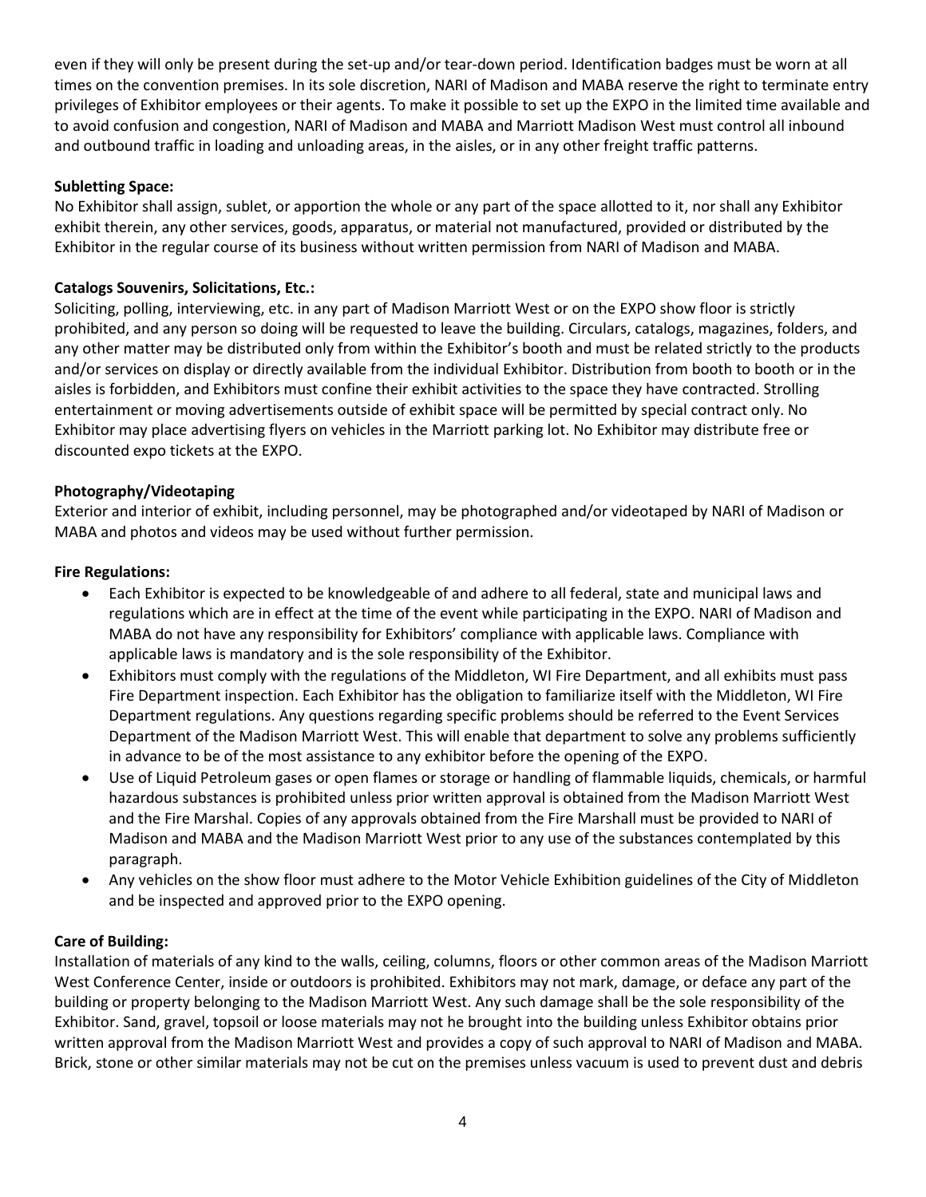even if they will only be present during the set-up and/or tear-down period. Identification badges must be worn at all times on the convention premises. In its sole discretion, NARI of Madison and MABA reserve the right to terminate entry privileges of Exhibitor employees or their agents. To make it possible to set up the EXPO in the limited time available and to avoid confusion and congestion, NARI of Madison and MABA and Marriott Madison West must control all inbound and outbound traffic in loading and unloading areas, in the aisles, or in any other freight traffic patterns.

**Subletting Space:**

No Exhibitor shall assign, sublet, or apportion the whole or any part of the space allotted to it, nor shall any Exhibitor exhibit therein, any other services, goods, apparatus, or material not manufactured, provided or distributed by the Exhibitor in the regular course of its business without written permission from NARI of Madison and MABA.

**Catalogs Souvenirs, Solicitations, Etc.:**

Soliciting, polling, interviewing, etc. in any part of Madison Marriott West or on the EXPO show floor is strictly prohibited, and any person so doing will be requested to leave the building. Circulars, catalogs, magazines, folders, and any other matter may be distributed only from within the Exhibitor's booth and must be related strictly to the products and/or services on display or directly available from the individual Exhibitor. Distribution from booth to booth or in the aisles is forbidden, and Exhibitors must confine their exhibit activities to the space they have contracted. Strolling entertainment or moving advertisements outside of exhibit space will be permitted by special contract only. No Exhibitor may place advertising flyers on vehicles in the Marriott parking lot. No Exhibitor may distribute free or discounted expo tickets at the EXPO.

**Photography/Videotaping**

Exterior and interior of exhibit, including personnel, may be photographed and/or videotaped by NARI of Madison or MABA and photos and videos may be used without further permission.

**Fire Regulations:**

- Each Exhibitor is expected to be knowledgeable of and adhere to all federal, state and municipal laws and regulations which are in effect at the time of the event while participating in the EXPO. NARI of Madison and MABA do not have any responsibility for Exhibitors' compliance with applicable laws. Compliance with applicable laws is mandatory and is the sole responsibility of the Exhibitor.
- Exhibitors must comply with the regulations of the Middleton, WI Fire Department, and all exhibits must pass Fire Department inspection. Each Exhibitor has the obligation to familiarize itself with the Middleton, WI Fire Department regulations. Any questions regarding specific problems should be referred to the Event Services Department of the Madison Marriott West. This will enable that department to solve any problems sufficiently in advance to be of the most assistance to any exhibitor before the opening of the EXPO.
- Use of Liquid Petroleum gases or open flames or storage or handling of flammable liquids, chemicals, or harmful hazardous substances is prohibited unless prior written approval is obtained from the Madison Marriott West and the Fire Marshal. Copies of any approvals obtained from the Fire Marshall must be provided to NARI of Madison and MABA and the Madison Marriott West prior to any use of the substances contemplated by this paragraph.
- Any vehicles on the show floor must adhere to the Motor Vehicle Exhibition guidelines of the City of Middleton and be inspected and approved prior to the EXPO opening.

**Care of Building:**

Installation of materials of any kind to the walls, ceiling, columns, floors or other common areas of the Madison Marriott West Conference Center, inside or outdoors is prohibited. Exhibitors may not mark, damage, or deface any part of the building or property belonging to the Madison Marriott West. Any such damage shall be the sole responsibility of the Exhibitor. Sand, gravel, topsoil or loose materials may not he brought into the building unless Exhibitor obtains prior written approval from the Madison Marriott West and provides a copy of such approval to NARI of Madison and MABA. Brick, stone or other similar materials may not be cut on the premises unless vacuum is used to prevent dust and debris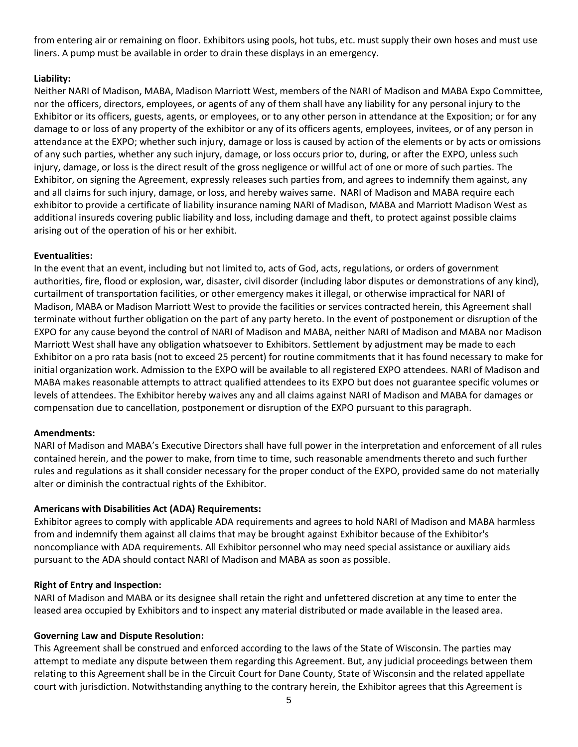from entering air or remaining on floor. Exhibitors using pools, hot tubs, etc. must supply their own hoses and must use liners. A pump must be available in order to drain these displays in an emergency.

**Liability:**

Neither NARI of Madison, MABA, Madison Marriott West, members of the NARI of Madison and MABA Expo Committee, nor the officers, directors, employees, or agents of any of them shall have any liability for any personal injury to the Exhibitor or its officers, guests, agents, or employees, or to any other person in attendance at the Exposition; or for any damage to or loss of any property of the exhibitor or any of its officers agents, employees, invitees, or of any person in attendance at the EXPO; whether such injury, damage or loss is caused by action of the elements or by acts or omissions of any such parties, whether any such injury, damage, or loss occurs prior to, during, or after the EXPO, unless such injury, damage, or loss is the direct result of the gross negligence or willful act of one or more of such parties. The Exhibitor, on signing the Agreement, expressly releases such parties from, and agrees to indemnify them against, any and all claims for such injury, damage, or loss, and hereby waives same. NARI of Madison and MABA require each exhibitor to provide a certificate of liability insurance naming NARI of Madison, MABA and Marriott Madison West as additional insureds covering public liability and loss, including damage and theft, to protect against possible claims arising out of the operation of his or her exhibit.

**Eventualities:**

In the event that an event, including but not limited to, acts of God, acts, regulations, or orders of government authorities, fire, flood or explosion, war, disaster, civil disorder (including labor disputes or demonstrations of any kind), curtailment of transportation facilities, or other emergency makes it illegal, or otherwise impractical for NARI of Madison, MABA or Madison Marriott West to provide the facilities or services contracted herein, this Agreement shall terminate without further obligation on the part of any party hereto. In the event of postponement or disruption of the EXPO for any cause beyond the control of NARI of Madison and MABA, neither NARI of Madison and MABA nor Madison Marriott West shall have any obligation whatsoever to Exhibitors. Settlement by adjustment may be made to each Exhibitor on a pro rata basis (not to exceed 25 percent) for routine commitments that it has found necessary to make for initial organization work. Admission to the EXPO will be available to all registered EXPO attendees. NARI of Madison and MABA makes reasonable attempts to attract qualified attendees to its EXPO but does not guarantee specific volumes or levels of attendees. The Exhibitor hereby waives any and all claims against NARI of Madison and MABA for damages or compensation due to cancellation, postponement or disruption of the EXPO pursuant to this paragraph.

**Amendments:**

NARI of Madison and MABA's Executive Directors shall have full power in the interpretation and enforcement of all rules contained herein, and the power to make, from time to time, such reasonable amendments thereto and such further rules and regulations as it shall consider necessary for the proper conduct of the EXPO, provided same do not materially alter or diminish the contractual rights of the Exhibitor.

**Americans with Disabilities Act (ADA) Requirements:**

Exhibitor agrees to comply with applicable ADA requirements and agrees to hold NARI of Madison and MABA harmless from and indemnify them against all claims that may be brought against Exhibitor because of the Exhibitor's noncompliance with ADA requirements. All Exhibitor personnel who may need special assistance or auxiliary aids pursuant to the ADA should contact NARI of Madison and MABA as soon as possible.

**Right of Entry and Inspection:**

NARI of Madison and MABA or its designee shall retain the right and unfettered discretion at any time to enter the leased area occupied by Exhibitors and to inspect any material distributed or made available in the leased area.

**Governing Law and Dispute Resolution:**

This Agreement shall be construed and enforced according to the laws of the State of Wisconsin. The parties may attempt to mediate any dispute between them regarding this Agreement. But, any judicial proceedings between them relating to this Agreement shall be in the Circuit Court for Dane County, State of Wisconsin and the related appellate court with jurisdiction. Notwithstanding anything to the contrary herein, the Exhibitor agrees that this Agreement is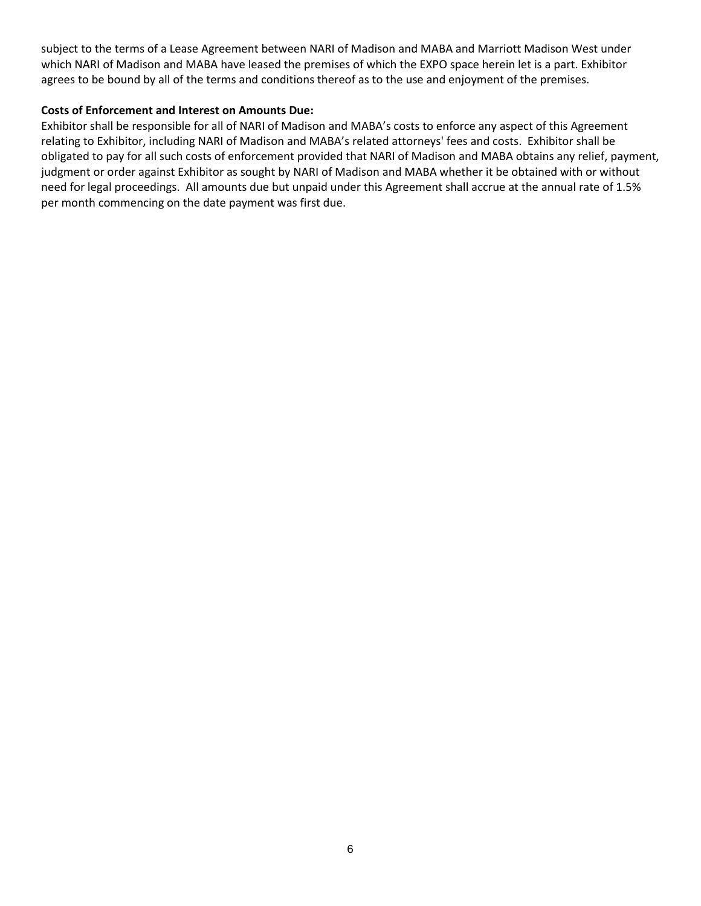subject to the terms of a Lease Agreement between NARI of Madison and MABA and Marriott Madison West under which NARI of Madison and MABA have leased the premises of which the EXPO space herein let is a part. Exhibitor agrees to be bound by all of the terms and conditions thereof as to the use and enjoyment of the premises.

**Costs of Enforcement and Interest on Amounts Due:**

Exhibitor shall be responsible for all of NARI of Madison and MABA's costs to enforce any aspect of this Agreement relating to Exhibitor, including NARI of Madison and MABA's related attorneys' fees and costs. Exhibitor shall be obligated to pay for all such costs of enforcement provided that NARI of Madison and MABA obtains any relief, payment, judgment or order against Exhibitor as sought by NARI of Madison and MABA whether it be obtained with or without need for legal proceedings. All amounts due but unpaid under this Agreement shall accrue at the annual rate of 1.5% per month commencing on the date payment was first due.